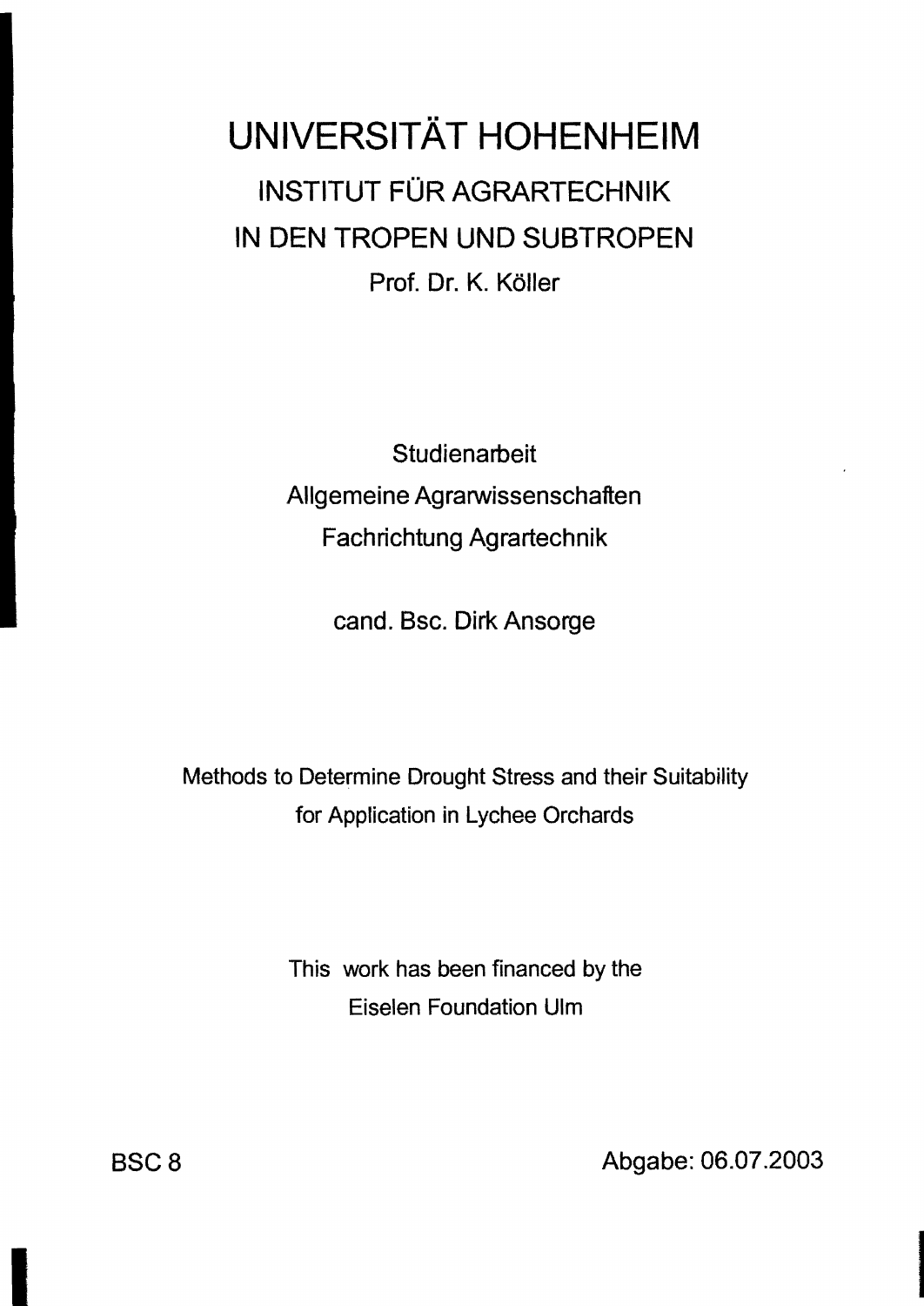# UNIVERSITÄT HOHENHEIM

## INSTITUT FÜR AGRARTECHNIK IN DEN TROPEN UND SUBTROPEN

Prof. Dr. K. Köller

Studienarbeit

Allgemeine Agrarwissenschaften

Fachrichtung Agrartechnik

cand. Bsc. Dirk Ansorge

Methods to Determine Drought Stress and their Suitability for Application in Lychee Orchards

This work has been financed by the Eiselen Foundation Ulm

BSC 8

Abgabe: 06.07.2003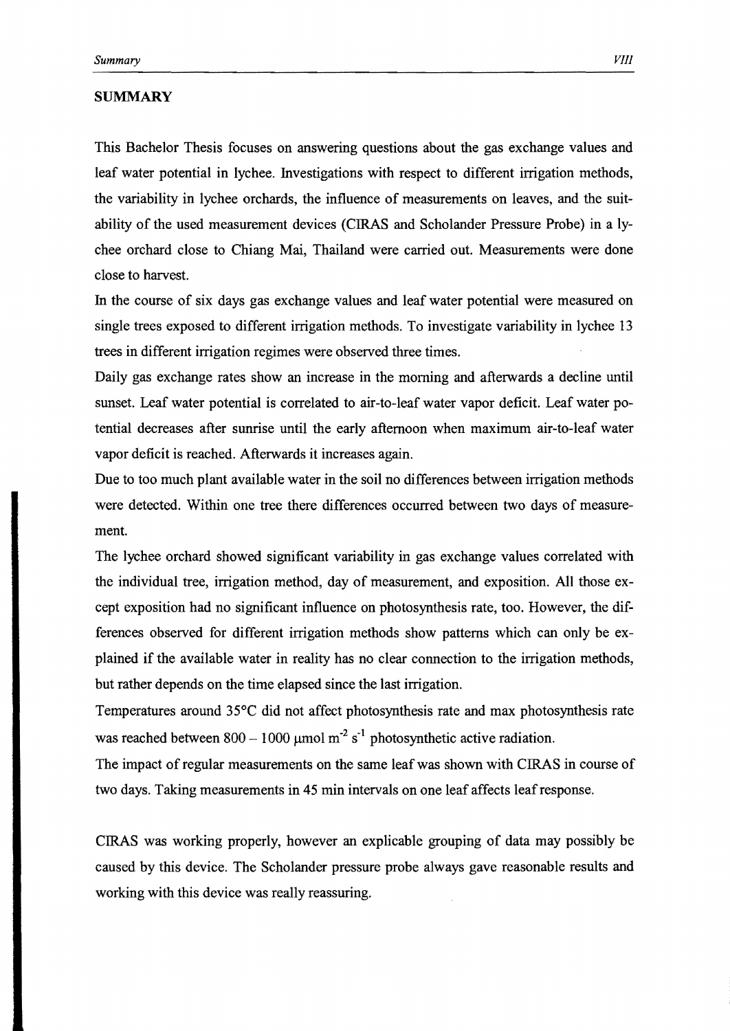## SUMMARY

This Bachelor Thesis focuses on answering questions about the gas exchange values and leaf water potential in lychee. Investigations with respect to different irrigation methods, the variability in lychee orchards, the influence of measurements on leaves, and the suitability of the used measurement devices (CIRAS and Scholander Pressure Probe) in a lychee orchard close to Chiang Mai, Thailand were carried out. Measurements were done close to harvest.

In the course of six days gas exchange values and leaf water potential were measured on single trees exposed to different irrigation methods. To investigate variability in lychee 13 trees in different irrigation regimes were observed three times.

Daily gas exchange rates show an increase in the morning and afterwards a decline until sunset. Leaf water potential is correlated to air-to-leaf water vapor deficit. Leaf water potential decreases after sunrise until the early afternoon when maximum air-to-leaf water vapor deficit is reached. Afterwards it increases again.

Due to too much plant available water in the soil no differences between irrigation methods were detected. Within one tree there differences occurred between two days of measurement.

The lychee orchard showed significant variability in gas exchange values correlated with the individual tree, irrigation method, day of measurement, and exposition. All those except exposition had no significant influence on photosynthesis rate, too. However, the differences observed for different irrigation methods show patterns which can only be explained if the available water in reality has no clear connection to the irrigation methods, but rather depends on the time elapsed since the last irrigation.

Temperatures around 35°C did not affect photosynthesis rate and max photosynthesis rate was reached between 800 – 1000 $\mu$mol m$^{-2}$ s$^{-1}$ photosynthetic active radiation.

The impact of regular measurements on the same leaf was shown with CIRAS in course of two days. Taking measurements in 45 min intervals on one leaf affects leaf response.

CIRAS was working properly, however an explicable grouping of data may possibly be caused by this device. The Scholander pressure probe always gave reasonable results and working with this device was really reassuring.